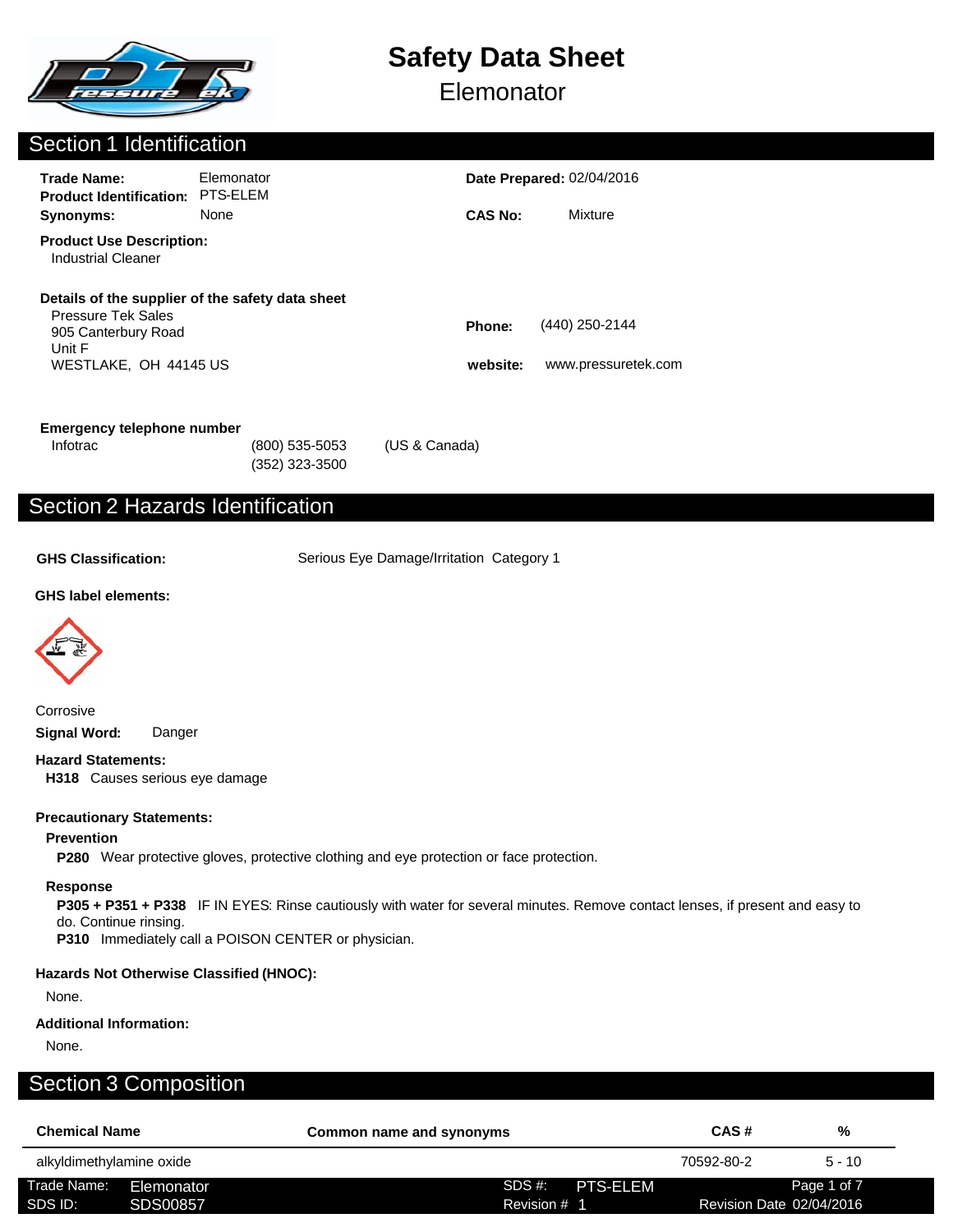# Safety Data Sheet

## Elemonator

## Section 1 Identification

**Trade Name:** Elemonator
**Product Identification:** PTS-ELEM
**Synonyms:** None

**Date Prepared:** 02/04/2016

**CAS No:** Mixture

**Product Use Description:**
Industrial Cleaner

**Details of the supplier of the safety data sheet**
Pressure Tek Sales
905 Canterbury Road
Unit F
WESTLAKE, OH 44145 US

**Phone:** (440) 250-2144

**website:** www.pressuretek.com

**Emergency telephone number**

Infotrac (800) 535-5053 (US & Canada)
(352) 323-3500

## Section 2 Hazards Identification

**GHS Classification:** Serious Eye Damage/Irritation Category 1

**GHS label elements:**

Corrosive

**Signal Word:** Danger

**Hazard Statements:**

**H318** Causes serious eye damage

**Precautionary Statements:**

**Prevention**

**P280** Wear protective gloves, protective clothing and eye protection or face protection.

**Response**

**P305 + P351 + P338** IF IN EYES: Rinse cautiously with water for several minutes. Remove contact lenses, if present and easy to do. Continue rinsing.
**P310** Immediately call a POISON CENTER or physician.

**Hazards Not Otherwise Classified (HNOC):**

None.

**Additional Information:**

None.

## Section 3 Composition

| Chemical Name | Common name and synonyms | CAS # | % |
|---|---|---|---|
| alkyldimethylamine oxide | | 70592-80-2 | 5 - 10 |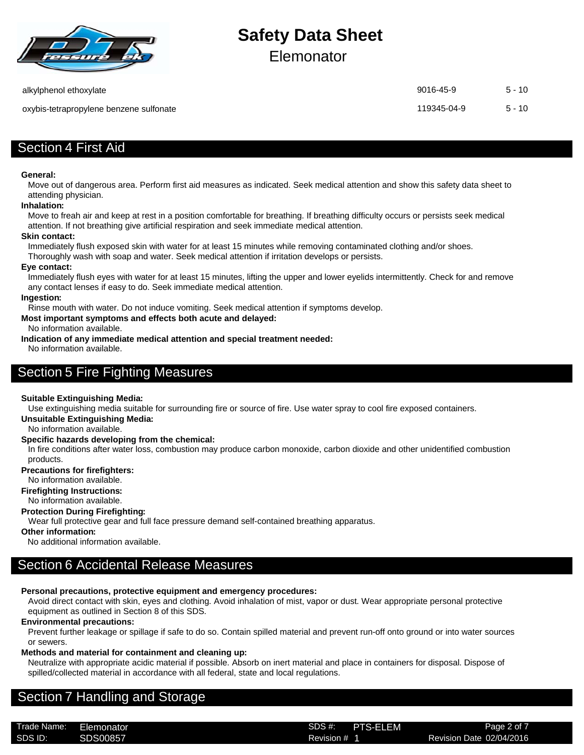| | | |
|---|---|---|
| alkylphenol ethoxylate | 9016-45-9 | 5 - 10 |
| oxybis-tetrapropylene benzene sulfonate | 119345-04-9 | 5 - 10 |

## Section 4 First Aid

**General:**
Move out of dangerous area. Perform first aid measures as indicated. Seek medical attention and show this safety data sheet to attending physician.

**Inhalation:**
Move to freah air and keep at rest in a position comfortable for breathing. If breathing difficulty occurs or persists seek medical attention. If not breathing give artificial respiration and seek immediate medical attention.

**Skin contact:**
Immediately flush exposed skin with water for at least 15 minutes while removing contaminated clothing and/or shoes. Thoroughly wash with soap and water. Seek medical attention if irritation develops or persists.

**Eye contact:**
Immediately flush eyes with water for at least 15 minutes, lifting the upper and lower eyelids intermittently. Check for and remove any contact lenses if easy to do. Seek immediate medical attention.

**Ingestion:**
Rinse mouth with water. Do not induce vomiting. Seek medical attention if symptoms develop.

**Most important symptoms and effects both acute and delayed:**
No information available.

**Indication of any immediate medical attention and special treatment needed:**
No information available.

## Section 5 Fire Fighting Measures

**Suitable Extinguishing Media:**
Use extinguishing media suitable for surrounding fire or source of fire. Use water spray to cool fire exposed containers.

**Unsuitable Extinguishing Media:**
No information available.

**Specific hazards developing from the chemical:**
In fire conditions after water loss, combustion may produce carbon monoxide, carbon dioxide and other unidentified combustion products.

**Precautions for firefighters:**
No information available.

**Firefighting Instructions:**
No information available.

**Protection During Firefighting:**
Wear full protective gear and full face pressure demand self-contained breathing apparatus.

**Other information:**
No additional information available.

## Section 6 Accidental Release Measures

**Personal precautions, protective equipment and emergency procedures:**
Avoid direct contact with skin, eyes and clothing. Avoid inhalation of mist, vapor or dust. Wear appropriate personal protective equipment as outlined in Section 8 of this SDS.

**Environmental precautions:**
Prevent further leakage or spillage if safe to do so. Contain spilled material and prevent run-off onto ground or into water sources or sewers.

**Methods and material for containment and cleaning up:**
Neutralize with appropriate acidic material if possible. Absorb on inert material and place in containers for disposal. Dispose of spilled/collected material in accordance with all federal, state and local regulations.

## Section 7 Handling and Storage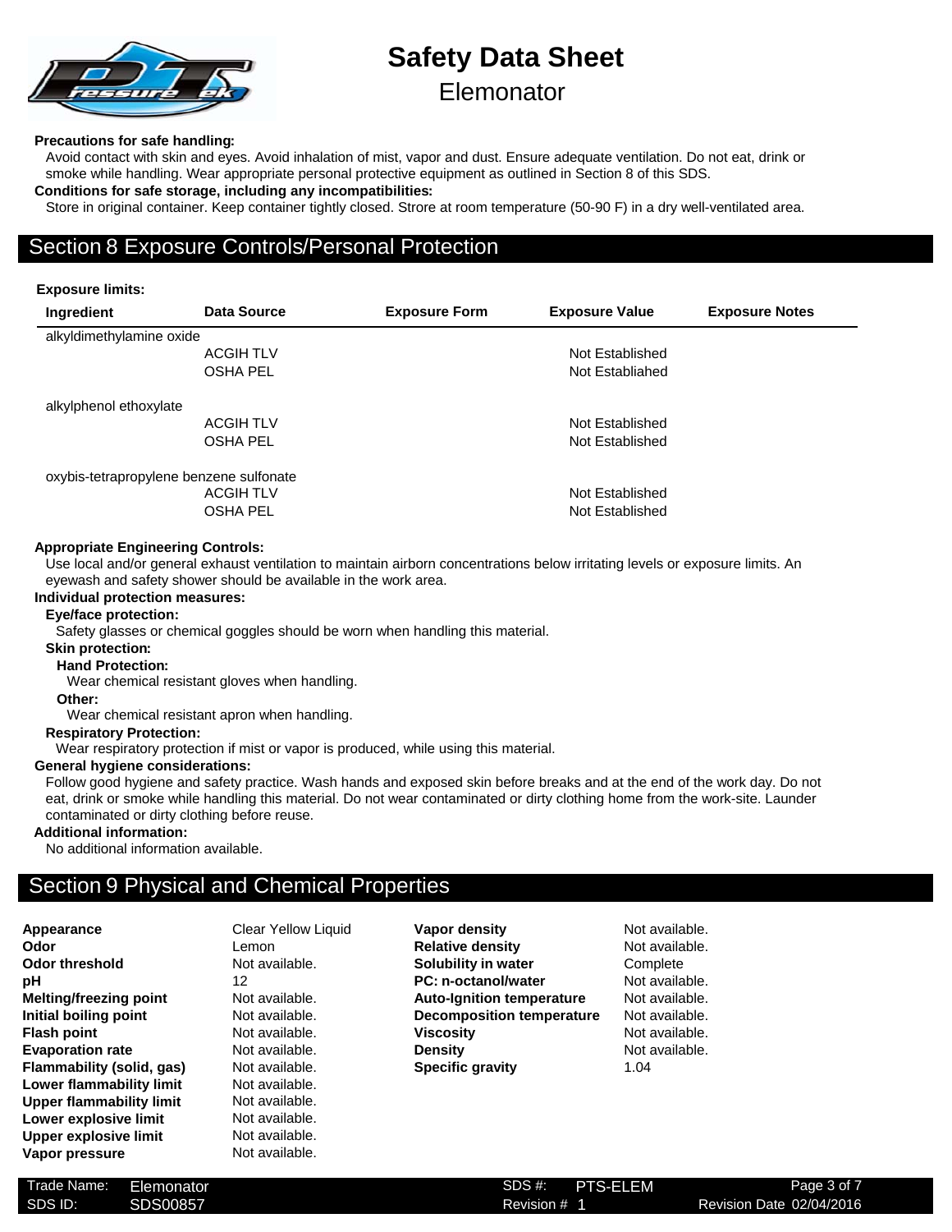**Precautions for safe handling:**

Avoid contact with skin and eyes. Avoid inhalation of mist, vapor and dust. Ensure adequate ventilation. Do not eat, drink or smoke while handling. Wear appropriate personal protective equipment as outlined in Section 8 of this SDS.

**Conditions for safe storage, including any incompatibilities:**

Store in original container. Keep container tightly closed. Strore at room temperature (50-90 F) in a dry well-ventilated area.

## Section 8 Exposure Controls/Personal Protection

**Exposure limits:**

| Ingredient | Data Source | Exposure Form | Exposure Value | Exposure Notes |
|---|---|---|---|---|
| alkyldimethylamine oxide | | | | |
| | ACGIH TLV | | Not Established | |
| | OSHA PEL | | Not Establiahed | |
| alkylphenol ethoxylate | | | | |
| | ACGIH TLV | | Not Established | |
| | OSHA PEL | | Not Established | |
| oxybis-tetrapropylene benzene sulfonate | | | | |
| | ACGIH TLV | | Not Established | |
| | OSHA PEL | | Not Established | |

**Appropriate Engineering Controls:**

Use local and/or general exhaust ventilation to maintain airborn concentrations below irritating levels or exposure limits. An eyewash and safety shower should be available in the work area.

**Individual protection measures:**

**Eye/face protection:**

Safety glasses or chemical goggles should be worn when handling this material.

**Skin protection:**

**Hand Protection:**

Wear chemical resistant gloves when handling.

**Other:**

Wear chemical resistant apron when handling.

**Respiratory Protection:**

Wear respiratory protection if mist or vapor is produced, while using this material.

**General hygiene considerations:**

Follow good hygiene and safety practice. Wash hands and exposed skin before breaks and at the end of the work day. Do not eat, drink or smoke while handling this material. Do not wear contaminated or dirty clothing home from the work-site. Launder contaminated or dirty clothing before reuse.

**Additional information:**

No additional information available.

## Section 9 Physical and Chemical Properties

| Property | Value |
|---|---|
| **Appearance** | Clear Yellow Liquid |
| **Odor** | Lemon |
| **Odor threshold** | Not available. |
| **pH** | 12 |
| **Melting/freezing point** | Not available. |
| **Initial boiling point** | Not available. |
| **Flash point** | Not available. |
| **Evaporation rate** | Not available. |
| **Flammability (solid, gas)** | Not available. |
| **Lower flammability limit** | Not available. |
| **Upper flammability limit** | Not available. |
| **Lower explosive limit** | Not available. |
| **Upper explosive limit** | Not available. |
| **Vapor pressure** | Not available. |
| **Vapor density** | Not available. |
| **Relative density** | Not available. |
| **Solubility in water** | Complete |
| **PC: n-octanol/water** | Not available. |
| **Auto-Ignition temperature** | Not available. |
| **Decomposition temperature** | Not available. |
| **Viscosity** | Not available. |
| **Density** | Not available. |
| **Specific gravity** | 1.04 |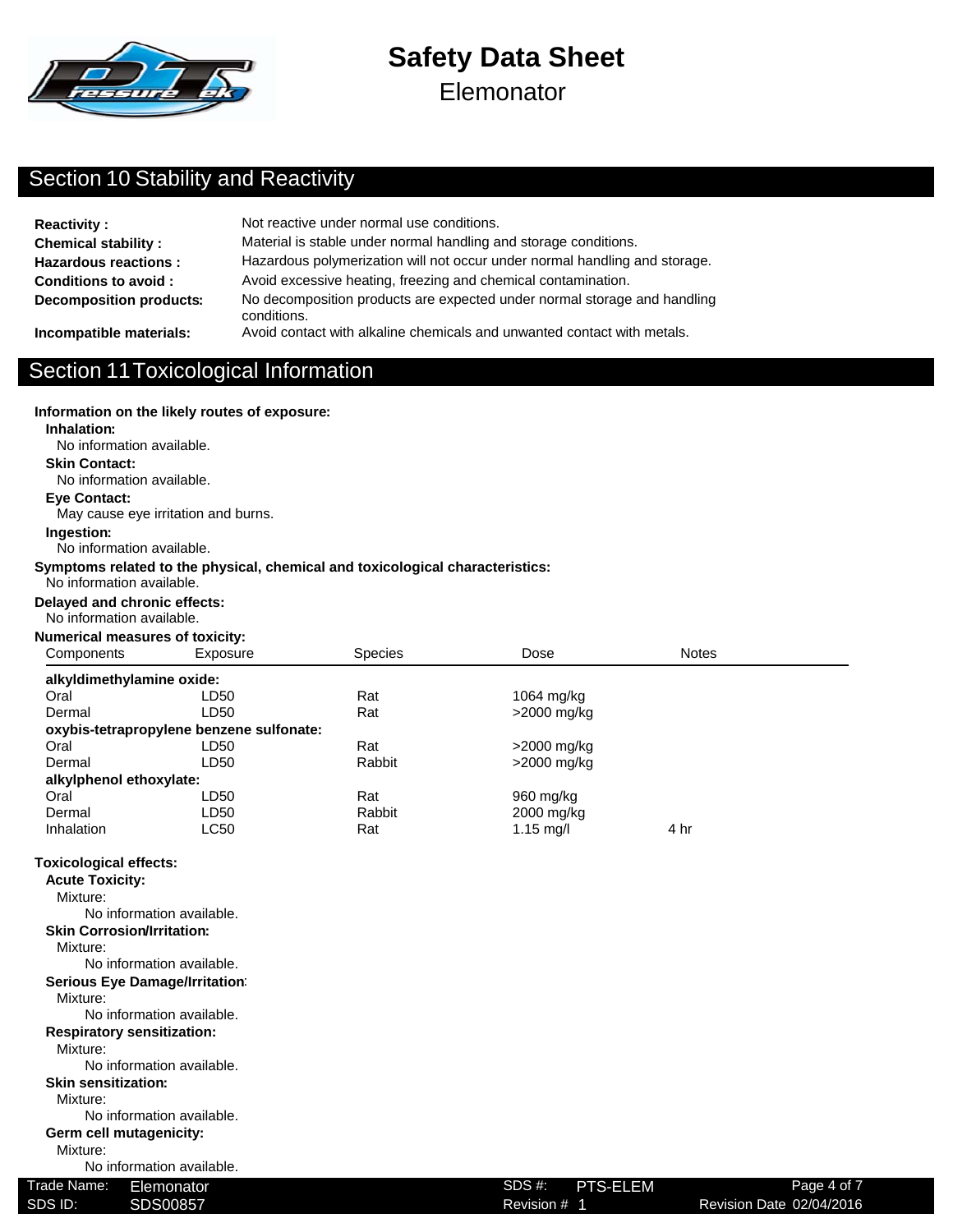## Section 10 Stability and Reactivity

**Reactivity :** Not reactive under normal use conditions.

**Chemical stability :** Material is stable under normal handling and storage conditions.

**Hazardous reactions :** Hazardous polymerization will not occur under normal handling and storage.

**Conditions to avoid :** Avoid excessive heating, freezing and chemical contamination.

**Decomposition products:** No decomposition products are expected under normal storage and handling conditions.

**Incompatible materials:** Avoid contact with alkaline chemicals and unwanted contact with metals.

## Section 11 Toxicological Information

**Information on the likely routes of exposure:**

**Inhalation:**
No information available.

**Skin Contact:**
No information available.

**Eye Contact:**
May cause eye irritation and burns.

**Ingestion:**
No information available.

**Symptoms related to the physical, chemical and toxicological characteristics:**
No information available.

**Delayed and chronic effects:**
No information available.

**Numerical measures of toxicity:**

| Components | Exposure | Species | Dose | Notes |
|---|---|---|---|---|
| **alkyldimethylamine oxide:** | | | | |
| Oral | LD50 | Rat | 1064 mg/kg | |
| Dermal | LD50 | Rat | >2000 mg/kg | |
| **oxybis-tetrapropylene benzene sulfonate:** | | | | |
| Oral | LD50 | Rat | >2000 mg/kg | |
| Dermal | LD50 | Rabbit | >2000 mg/kg | |
| **alkylphenol ethoxylate:** | | | | |
| Oral | LD50 | Rat | 960 mg/kg | |
| Dermal | LD50 | Rabbit | 2000 mg/kg | |
| Inhalation | LC50 | Rat | 1.15 mg/l | 4 hr |

**Toxicological effects:**

**Acute Toxicity:**
Mixture:
No information available.

**Skin Corrosion/Irritation:**
Mixture:
No information available.

**Serious Eye Damage/Irritation:**
Mixture:
No information available.

**Respiratory sensitization:**
Mixture:
No information available.

**Skin sensitization:**
Mixture:
No information available.

**Germ cell mutagenicity:**
Mixture:
No information available.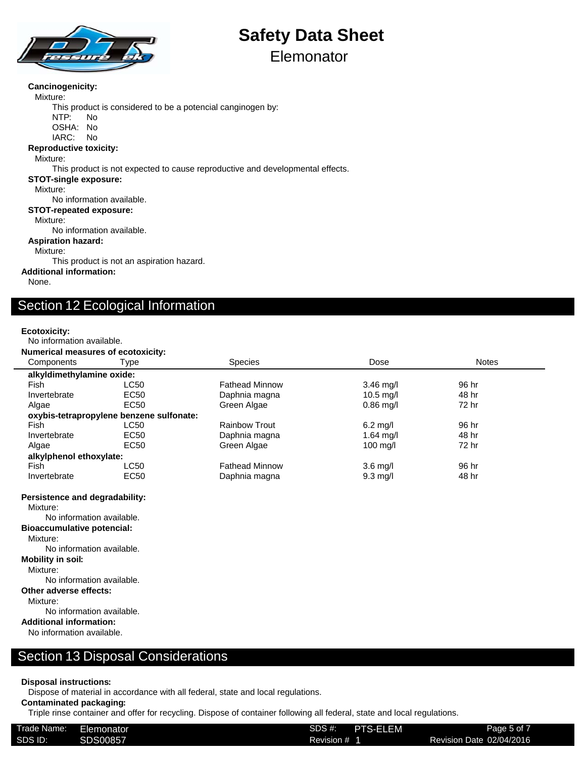**Cancinogenicity:**

Mixture:

This product is considered to be a potencial canginogen by:

NTP: No

OSHA: No

IARC: No

**Reproductive toxicity:**

Mixture:

This product is not expected to cause reproductive and developmental effects.

**STOT-single exposure:**

Mixture:

No information available.

**STOT-repeated exposure:**

Mixture:

No information available.

**Aspiration hazard:**

Mixture:

This product is not an aspiration hazard.

**Additional information:**

None.

## Section 12 Ecological Information

**Ecotoxicity:**

No information available.

**Numerical measures of ecotoxicity:**

| Components | Type | Species | Dose | Notes |
|---|---|---|---|---|
| **alkyldimethylamine oxide:** | | | | |
| Fish | LC50 | Fathead Minnow | 3.46 mg/l | 96 hr |
| Invertebrate | EC50 | Daphnia magna | 10.5 mg/l | 48 hr |
| Algae | EC50 | Green Algae | 0.86 mg/l | 72 hr |
| **oxybis-tetrapropylene benzene sulfonate:** | | | | |
| Fish | LC50 | Rainbow Trout | 6.2 mg/l | 96 hr |
| Invertebrate | EC50 | Daphnia magna | 1.64 mg/l | 48 hr |
| Algae | EC50 | Green Algae | 100 mg/l | 72 hr |
| **alkylphenol ethoxylate:** | | | | |
| Fish | LC50 | Fathead Minnow | 3.6 mg/l | 96 hr |
| Invertebrate | EC50 | Daphnia magna | 9.3 mg/l | 48 hr |

**Persistence and degradability:**

Mixture:

No information available.

**Bioaccumulative potencial:**

Mixture:

No information available.

**Mobility in soil:**

Mixture:

No information available.

**Other adverse effects:**

Mixture:

No information available.

**Additional information:**

No information available.

## Section 13 Disposal Considerations

**Disposal instructions:**

Dispose of material in accordance with all federal, state and local regulations.

**Contaminated packaging:**

Triple rinse container and offer for recycling. Dispose of container following all federal, state and local regulations.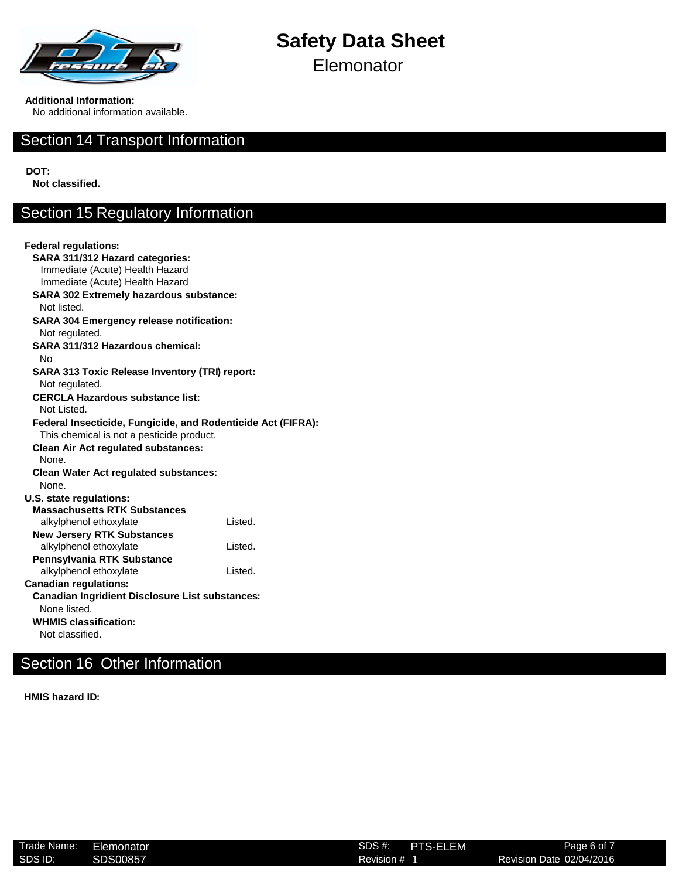**Additional Information:**

No additional information available.

## Section 14 Transport Information

**DOT:**

**Not classified.**

## Section 15 Regulatory Information

**Federal regulations:**

**SARA 311/312 Hazard categories:**

Immediate (Acute) Health Hazard

Immediate (Acute) Health Hazard

**SARA 302 Extremely hazardous substance:**

Not listed.

**SARA 304 Emergency release notification:**

Not regulated.

**SARA 311/312 Hazardous chemical:**

No

**SARA 313 Toxic Release Inventory (TRI) report:**

Not regulated.

**CERCLA Hazardous substance list:**

Not Listed.

**Federal Insecticide, Fungicide, and Rodenticide Act (FIFRA):**

This chemical is not a pesticide product.

**Clean Air Act regulated substances:**

None.

**Clean Water Act regulated substances:**

None.

**U.S. state regulations:**

**Massachusetts RTK Substances**

| | |
|---|---|
| alkylphenol ethoxylate | Listed. |

**New Jersery RTK Substances**

| | |
|---|---|
| alkylphenol ethoxylate | Listed. |

**Pennsylvania RTK Substance**

| | |
|---|---|
| alkylphenol ethoxylate | Listed. |

**Canadian regulations:**

**Canadian Ingridient Disclosure List substances:**

None listed.

**WHMIS classification:**

Not classified.

## Section 16 Other Information

**HMIS hazard ID:**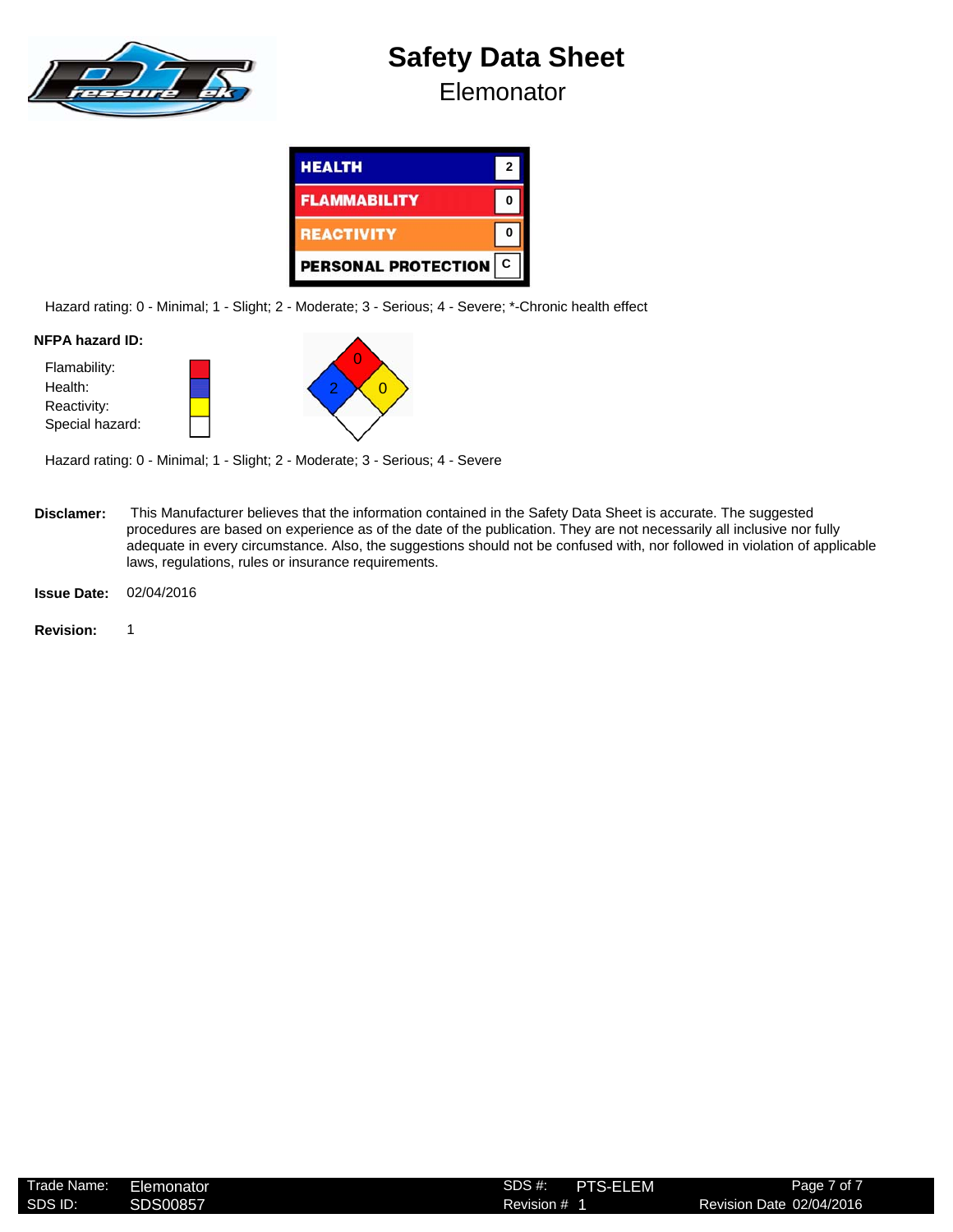# Safety Data Sheet

## Elemonator

| | |
|---|---|
| HEALTH | 2 |
| FLAMMABILITY | 0 |
| REACTIVITY | 0 |
| PERSONAL PROTECTION | C |

Hazard rating: 0 - Minimal; 1 - Slight; 2 - Moderate; 3 - Serious; 4 - Severe; *-Chronic health effect

**NFPA hazard ID:**

Flamability:
Health:
Reactivity:
Special hazard:

0
2
0

Hazard rating: 0 - Minimal; 1 - Slight; 2 - Moderate; 3 - Serious; 4 - Severe

**Disclamer:** This Manufacturer believes that the information contained in the Safety Data Sheet is accurate. The suggested procedures are based on experience as of the date of the publication. They are not necessarily all inclusive nor fully adequate in every circumstance. Also, the suggestions should not be confused with, nor followed in violation of applicable laws, regulations, rules or insurance requirements.

**Issue Date:** 02/04/2016

**Revision:** 1